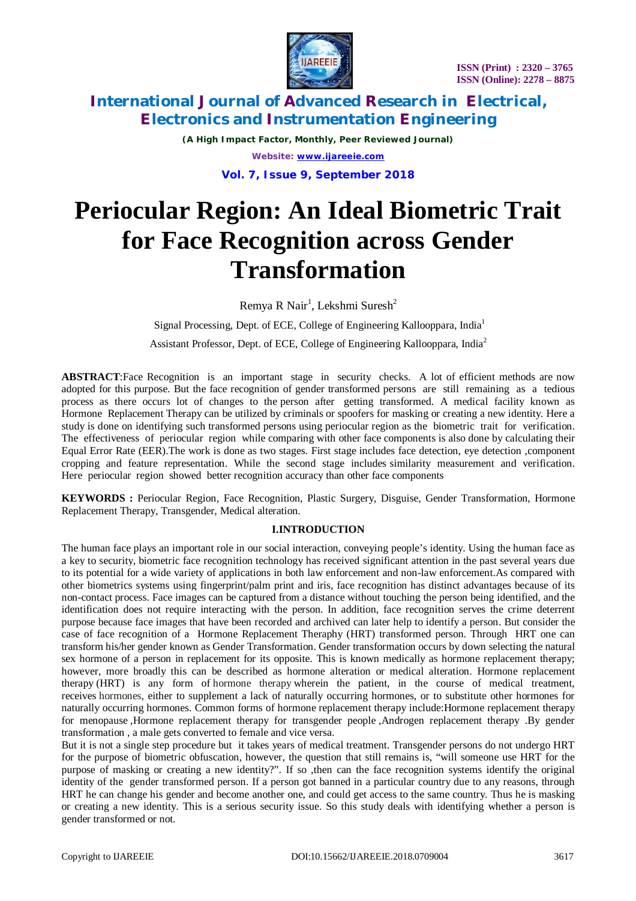# Periocular Region: An Ideal Biometric Trait for Face Recognition across Gender Transformation

Remya R Nair[1], Lekshmi Suresh[2]

Signal Processing, Dept. of ECE, College of Engineering Kallooppara, India[1]

Assistant Professor, Dept. of ECE, College of Engineering Kallooppara, India[2]

**ABSTRACT**:Face Recognition is an important stage in security checks. A lot of efficient methods are now adopted for this purpose. But the face recognition of gender transformed persons are still remaining as a tedious process as there occurs lot of changes to the person after getting transformed. A medical facility known as Hormone Replacement Therapy can be utilized by criminals or spoofers for masking or creating a new identity. Here a study is done on identifying such transformed persons using periocular region as the biometric trait for verification. The effectiveness of periocular region while comparing with other face components is also done by calculating their Equal Error Rate (EER).The work is done as two stages. First stage includes face detection, eye detection ,component cropping and feature representation. While the second stage includes similarity measurement and verification. Here periocular region showed better recognition accuracy than other face components

**KEYWORDS :** Periocular Region, Face Recognition, Plastic Surgery, Disguise, Gender Transformation, Hormone Replacement Therapy, Transgender, Medical alteration.

## I.INTRODUCTION

The human face plays an important role in our social interaction, conveying people's identity. Using the human face as a key to security, biometric face recognition technology has received significant attention in the past several years due to its potential for a wide variety of applications in both law enforcement and non-law enforcement.As compared with other biometrics systems using fingerprint/palm print and iris, face recognition has distinct advantages because of its non-contact process. Face images can be captured from a distance without touching the person being identified, and the identification does not require interacting with the person. In addition, face recognition serves the crime deterrent purpose because face images that have been recorded and archived can later help to identify a person. But consider the case of face recognition of a Hormone Replacement Theraphy (HRT) transformed person. Through HRT one can transform his/her gender known as Gender Transformation. Gender transformation occurs by down selecting the natural sex hormone of a person in replacement for its opposite. This is known medically as hormone replacement therapy; however, more broadly this can be described as hormone alteration or medical alteration. Hormone replacement therapy (HRT) is any form of hormone therapy wherein the patient, in the course of medical treatment, receives hormones, either to supplement a lack of naturally occurring hormones, or to substitute other hormones for naturally occurring hormones. Common forms of hormone replacement therapy include:Hormone replacement therapy for menopause ,Hormone replacement therapy for transgender people ,Androgen replacement therapy .By gender transformation , a male gets converted to female and vice versa.

But it is not a single step procedure but it takes years of medical treatment. Transgender persons do not undergo HRT for the purpose of biometric obfuscation, however, the question that still remains is, "will someone use HRT for the purpose of masking or creating a new identity?". If so ,then can the face recognition systems identify the original identity of the gender transformed person. If a person got banned in a particular country due to any reasons, through HRT he can change his gender and become another one, and could get access to the same country. Thus he is masking or creating a new identity. This is a serious security issue. So this study deals with identifying whether a person is gender transformed or not.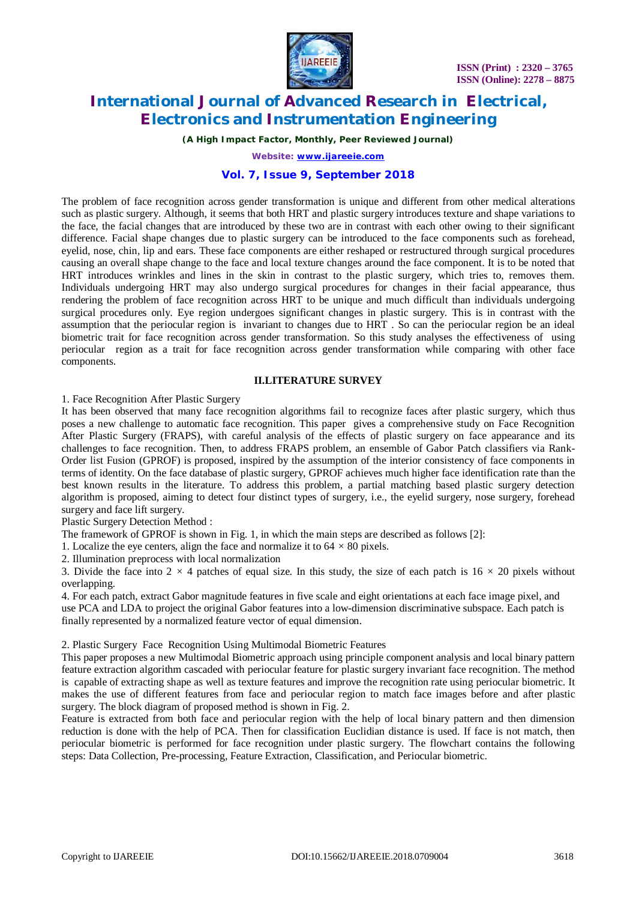The problem of face recognition across gender transformation is unique and different from other medical alterations such as plastic surgery. Although, it seems that both HRT and plastic surgery introduces texture and shape variations to the face, the facial changes that are introduced by these two are in contrast with each other owing to their significant difference. Facial shape changes due to plastic surgery can be introduced to the face components such as forehead, eyelid, nose, chin, lip and ears. These face components are either reshaped or restructured through surgical procedures causing an overall shape change to the face and local texture changes around the face component. It is to be noted that HRT introduces wrinkles and lines in the skin in contrast to the plastic surgery, which tries to, removes them. Individuals undergoing HRT may also undergo surgical procedures for changes in their facial appearance, thus rendering the problem of face recognition across HRT to be unique and much difficult than individuals undergoing surgical procedures only. Eye region undergoes significant changes in plastic surgery. This is in contrast with the assumption that the periocular region is invariant to changes due to HRT . So can the periocular region be an ideal biometric trait for face recognition across gender transformation. So this study analyses the effectiveness of using periocular region as a trait for face recognition across gender transformation while comparing with other face components.

## II.LITERATURE SURVEY

1. Face Recognition After Plastic Surgery

It has been observed that many face recognition algorithms fail to recognize faces after plastic surgery, which thus poses a new challenge to automatic face recognition. This paper gives a comprehensive study on Face Recognition After Plastic Surgery (FRAPS), with careful analysis of the effects of plastic surgery on face appearance and its challenges to face recognition. Then, to address FRAPS problem, an ensemble of Gabor Patch classifiers via Rank-Order list Fusion (GPROF) is proposed, inspired by the assumption of the interior consistency of face components in terms of identity. On the face database of plastic surgery, GPROF achieves much higher face identification rate than the best known results in the literature. To address this problem, a partial matching based plastic surgery detection algorithm is proposed, aiming to detect four distinct types of surgery, i.e., the eyelid surgery, nose surgery, forehead surgery and face lift surgery.

Plastic Surgery Detection Method :

The framework of GPROF is shown in Fig. 1, in which the main steps are described as follows [2]:

1. Localize the eye centers, align the face and normalize it to $64 \times 80$ pixels.
2. Illumination preprocess with local normalization
3. Divide the face into $2 \times 4$ patches of equal size. In this study, the size of each patch is $16 \times 20$ pixels without overlapping.
4. For each patch, extract Gabor magnitude features in five scale and eight orientations at each face image pixel, and use PCA and LDA to project the original Gabor features into a low-dimension discriminative subspace. Each patch is finally represented by a normalized feature vector of equal dimension.

2. Plastic Surgery Face Recognition Using Multimodal Biometric Features

This paper proposes a new Multimodal Biometric approach using principle component analysis and local binary pattern feature extraction algorithm cascaded with periocular feature for plastic surgery invariant face recognition. The method is capable of extracting shape as well as texture features and improve the recognition rate using periocular biometric. It makes the use of different features from face and periocular region to match face images before and after plastic surgery. The block diagram of proposed method is shown in Fig. 2.

Feature is extracted from both face and periocular region with the help of local binary pattern and then dimension reduction is done with the help of PCA. Then for classification Euclidian distance is used. If face is not match, then periocular biometric is performed for face recognition under plastic surgery. The flowchart contains the following steps: Data Collection, Pre-processing, Feature Extraction, Classification, and Periocular biometric.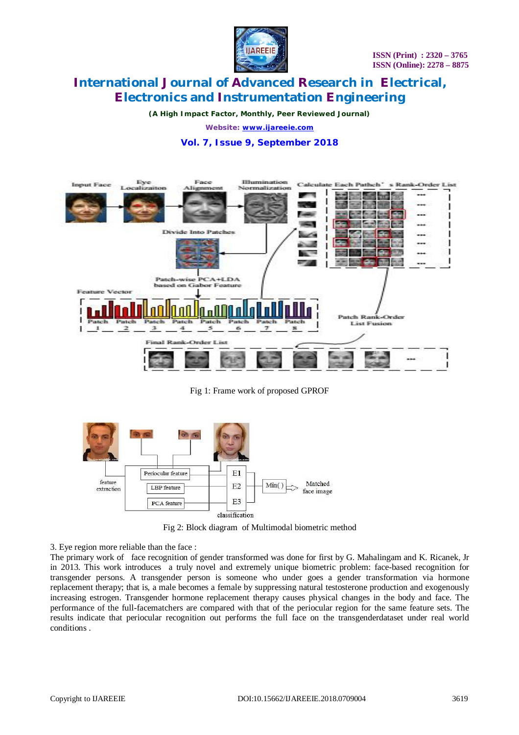Fig 1: Frame work of proposed GPROF

Fig 2: Block diagram of Multimodal biometric method

3. Eye region more reliable than the face :

The primary work of face recognition of gender transformed was done for first by G. Mahalingam and K. Ricanek, Jr in 2013. This work introduces a truly novel and extremely unique biometric problem: face-based recognition for transgender persons. A transgender person is someone who under goes a gender transformation via hormone replacement therapy; that is, a male becomes a female by suppressing natural testosterone production and exogenously increasing estrogen. Transgender hormone replacement therapy causes physical changes in the body and face. The performance of the full-facematchers are compared with that of the periocular region for the same feature sets. The results indicate that periocular recognition out performs the full face on the transgenderdataset under real world conditions .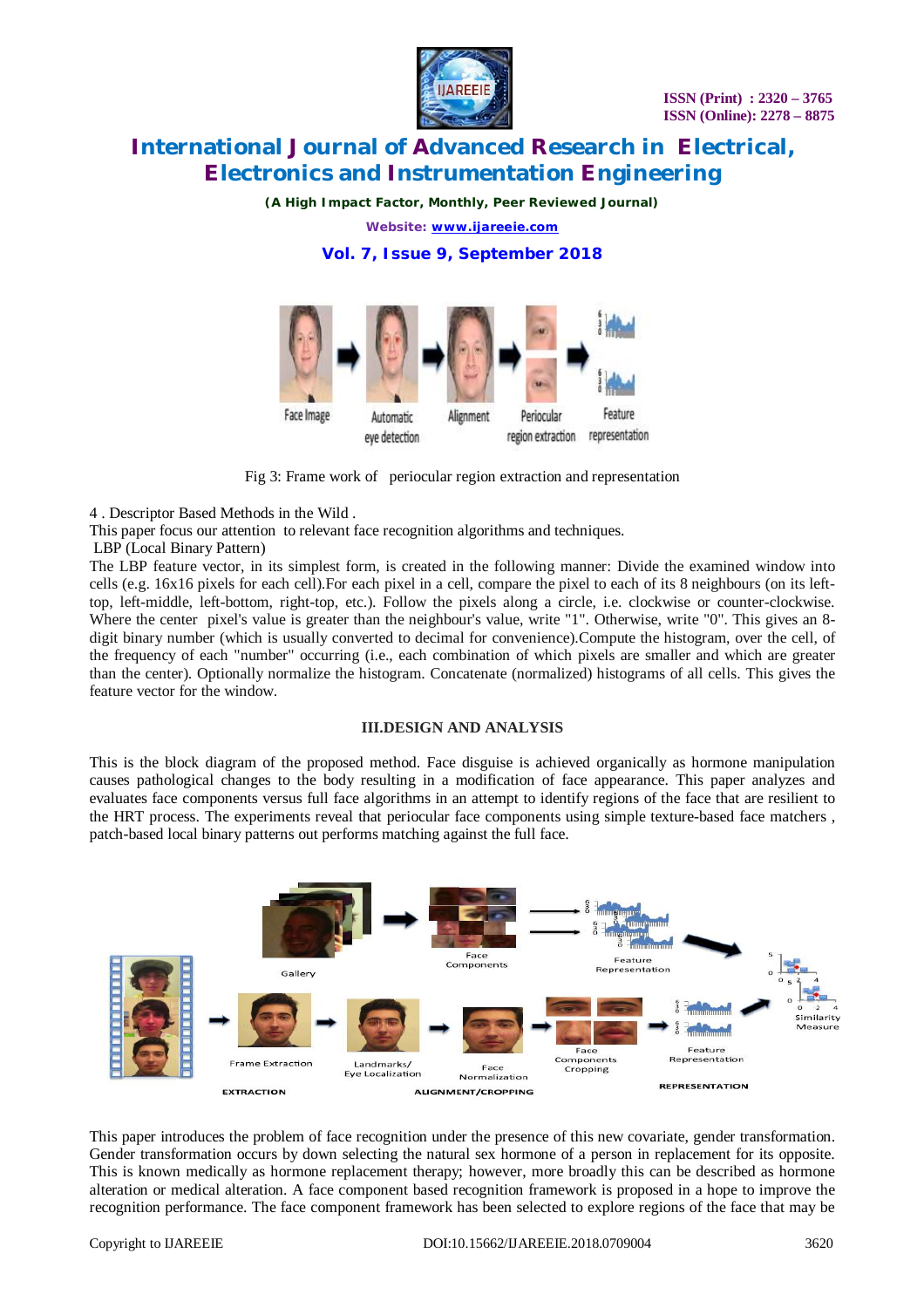Fig 3: Frame work of periocular region extraction and representation

4 . Descriptor Based Methods in the Wild .

This paper focus our attention to relevant face recognition algorithms and techniques.

LBP (Local Binary Pattern)

The LBP feature vector, in its simplest form, is created in the following manner: Divide the examined window into cells (e.g. 16x16 pixels for each cell).For each pixel in a cell, compare the pixel to each of its 8 neighbours (on its left-top, left-middle, left-bottom, right-top, etc.). Follow the pixels along a circle, i.e. clockwise or counter-clockwise. Where the center pixel's value is greater than the neighbour's value, write "1". Otherwise, write "0". This gives an 8-digit binary number (which is usually converted to decimal for convenience).Compute the histogram, over the cell, of the frequency of each "number" occurring (i.e., each combination of which pixels are smaller and which are greater than the center). Optionally normalize the histogram. Concatenate (normalized) histograms of all cells. This gives the feature vector for the window.

## III.DESIGN AND ANALYSIS

This is the block diagram of the proposed method. Face disguise is achieved organically as hormone manipulation causes pathological changes to the body resulting in a modification of face appearance. This paper analyzes and evaluates face components versus full face algorithms in an attempt to identify regions of the face that are resilient to the HRT process. The experiments reveal that periocular face components using simple texture-based face matchers , patch-based local binary patterns out performs matching against the full face.

This paper introduces the problem of face recognition under the presence of this new covariate, gender transformation. Gender transformation occurs by down selecting the natural sex hormone of a person in replacement for its opposite. This is known medically as hormone replacement therapy; however, more broadly this can be described as hormone alteration or medical alteration. A face component based recognition framework is proposed in a hope to improve the recognition performance. The face component framework has been selected to explore regions of the face that may be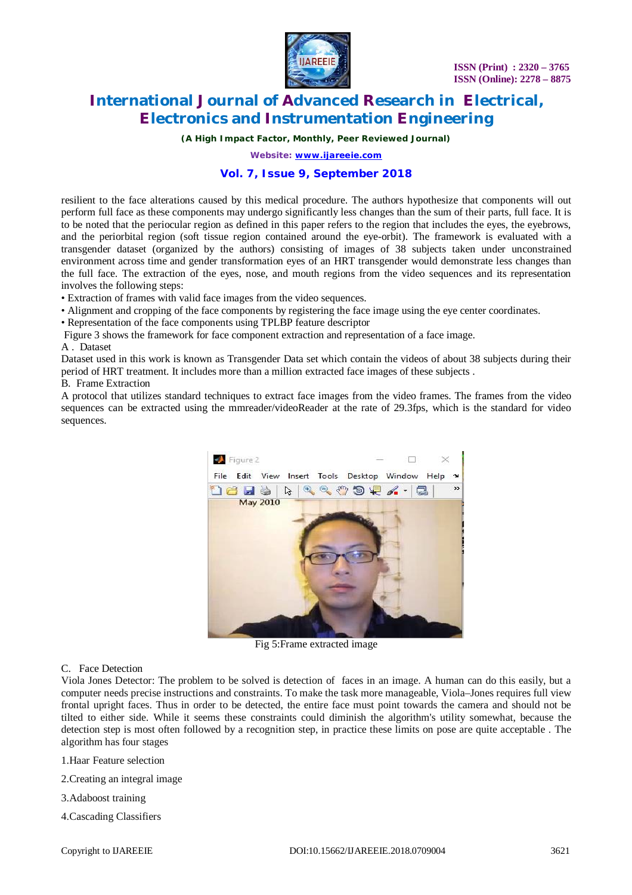resilient to the face alterations caused by this medical procedure. The authors hypothesize that components will out perform full face as these components may undergo significantly less changes than the sum of their parts, full face. It is to be noted that the periocular region as defined in this paper refers to the region that includes the eyes, the eyebrows, and the periorbital region (soft tissue region contained around the eye-orbit). The framework is evaluated with a transgender dataset (organized by the authors) consisting of images of 38 subjects taken under unconstrained environment across time and gender transformation eyes of an HRT transgender would demonstrate less changes than the full face. The extraction of the eyes, nose, and mouth regions from the video sequences and its representation involves the following steps:

- Extraction of frames with valid face images from the video sequences.
- Alignment and cropping of the face components by registering the face image using the eye center coordinates.
- Representation of the face components using TPLBP feature descriptor

Figure 3 shows the framework for face component extraction and representation of a face image.

A . Dataset

Dataset used in this work is known as Transgender Data set which contain the videos of about 38 subjects during their period of HRT treatment. It includes more than a million extracted face images of these subjects .

B. Frame Extraction

A protocol that utilizes standard techniques to extract face images from the video frames. The frames from the video sequences can be extracted using the mmreader/videoReader at the rate of 29.3fps, which is the standard for video sequences.

Fig 5:Frame extracted image

C. Face Detection

Viola Jones Detector: The problem to be solved is detection of faces in an image. A human can do this easily, but a computer needs precise instructions and constraints. To make the task more manageable, Viola–Jones requires full view frontal upright faces. Thus in order to be detected, the entire face must point towards the camera and should not be tilted to either side. While it seems these constraints could diminish the algorithm's utility somewhat, because the detection step is most often followed by a recognition step, in practice these limits on pose are quite acceptable . The algorithm has four stages

1.Haar Feature selection

2.Creating an integral image

3.Adaboost training

4.Cascading Classifiers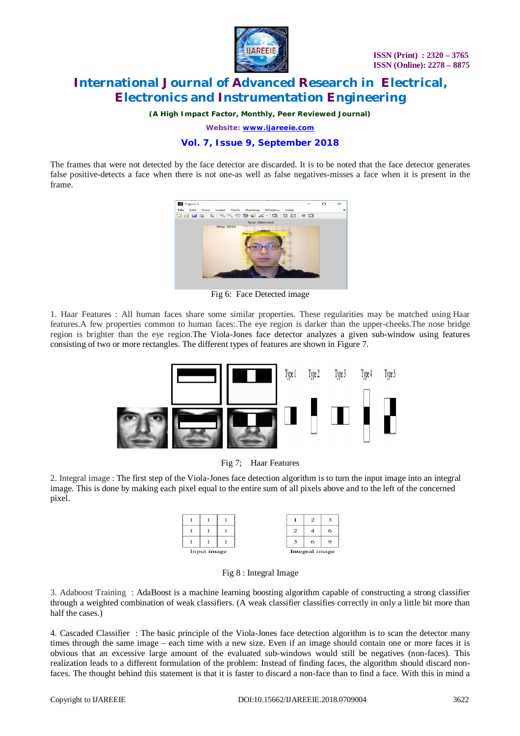The frames that were not detected by the face detector are discarded. It is to be noted that the face detector generates false positive-detects a face when there is not one-as well as false negatives-misses a face when it is present in the frame.

Fig 6: Face Detected image

1. Haar Features : All human faces share some similar properties. These regularities may be matched using Haar features.A few properties common to human faces:.The eye region is darker than the upper-cheeks.The nose bridge region is brighter than the eye region.The Viola-Jones face detector analyzes a given sub-window using features consisting of two or more rectangles. The different types of features are shown in Figure 7.

Fig 7; Haar Features

2. Integral image : The first step of the Viola-Jones face detection algorithm is to turn the input image into an integral image. This is done by making each pixel equal to the entire sum of all pixels above and to the left of the concerned pixel.

| 1 | 1 | 1 |
|---|---|---|
| 1 | 1 | 1 |
| 1 | 1 | 1 |

Input image

| 1 | 2 | 3 |
|---|---|---|
| 2 | 4 | 6 |
| 3 | 6 | 9 |

Integral image

Fig 8 : Integral Image

3. Adaboost Training : AdaBoost is a machine learning boosting algorithm capable of constructing a strong classifier through a weighted combination of weak classifiers. (A weak classifier classifies correctly in only a little bit more than half the cases.)

4. Cascaded Classifier : The basic principle of the Viola-Jones face detection algorithm is to scan the detector many times through the same image – each time with a new size. Even if an image should contain one or more faces it is obvious that an excessive large amount of the evaluated sub-windows would still be negatives (non-faces). This realization leads to a different formulation of the problem: Instead of finding faces, the algorithm should discard non-faces. The thought behind this statement is that it is faster to discard a non-face than to find a face. With this in mind a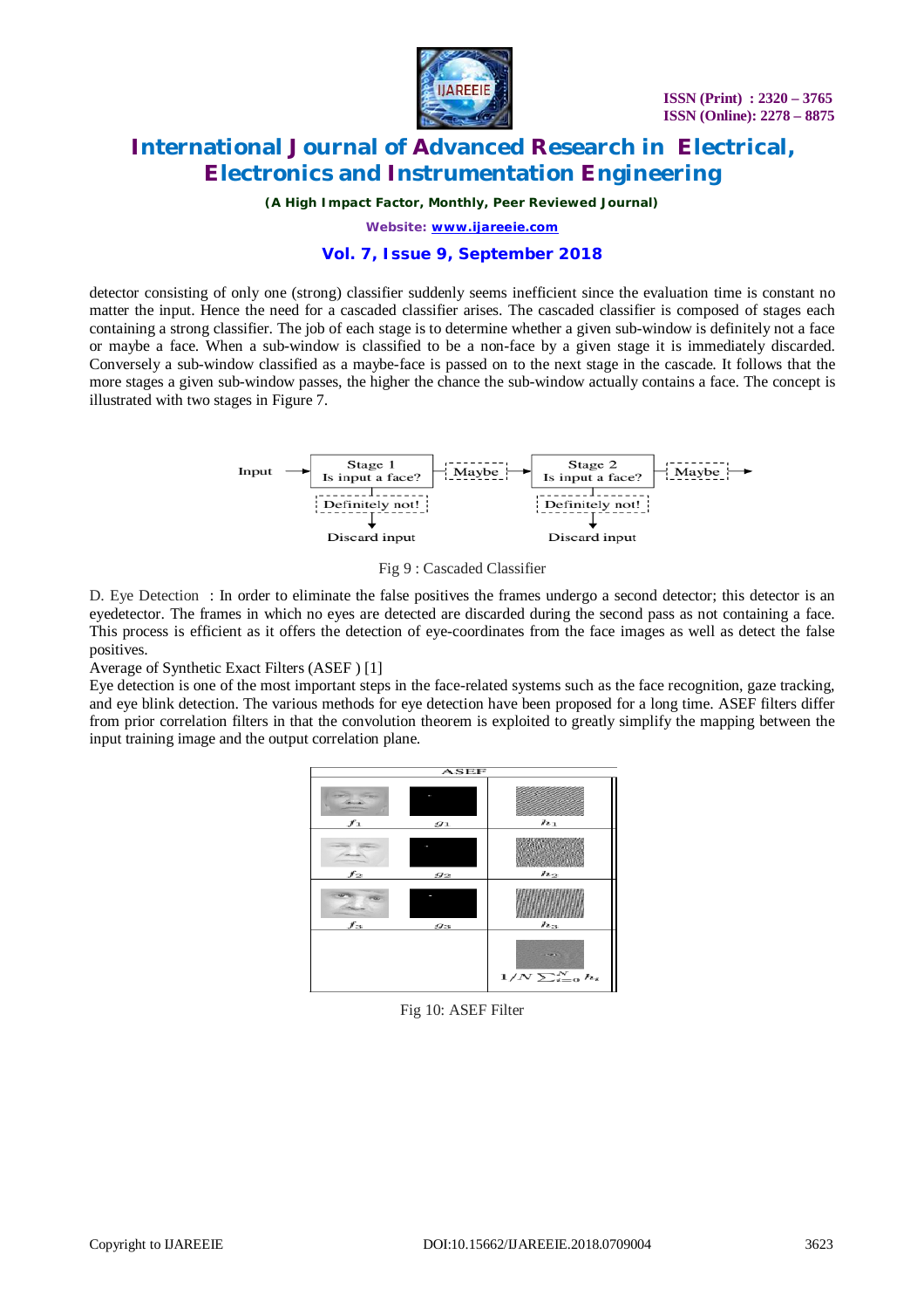detector consisting of only one (strong) classifier suddenly seems inefficient since the evaluation time is constant no matter the input. Hence the need for a cascaded classifier arises. The cascaded classifier is composed of stages each containing a strong classifier. The job of each stage is to determine whether a given sub-window is definitely not a face or maybe a face. When a sub-window is classified to be a non-face by a given stage it is immediately discarded. Conversely a sub-window classified as a maybe-face is passed on to the next stage in the cascade. It follows that the more stages a given sub-window passes, the higher the chance the sub-window actually contains a face. The concept is illustrated with two stages in Figure 7.

Input → Stage 1 Is input a face? → Maybe → Stage 2 Is input a face? → Maybe →

Definitely not! → Discard input

Fig 9 : Cascaded Classifier

D. Eye Detection : In order to eliminate the false positives the frames undergo a second detector; this detector is an eyedetector. The frames in which no eyes are detected are discarded during the second pass as not containing a face. This process is efficient as it offers the detection of eye-coordinates from the face images as well as detect the false positives.

Average of Synthetic Exact Filters (ASEF ) [1]

Eye detection is one of the most important steps in the face-related systems such as the face recognition, gaze tracking, and eye blink detection. The various methods for eye detection have been proposed for a long time. ASEF filters differ from prior correlation filters in that the convolution theorem is exploited to greatly simplify the mapping between the input training image and the output correlation plane.

ASEF

$f_1$ $g_1$ $h_1$

$f_2$ $g_2$ $h_2$

$f_3$ $g_3$ $h_3$

$1/N \sum_{i=0}^{N} h_i$

Fig 10: ASEF Filter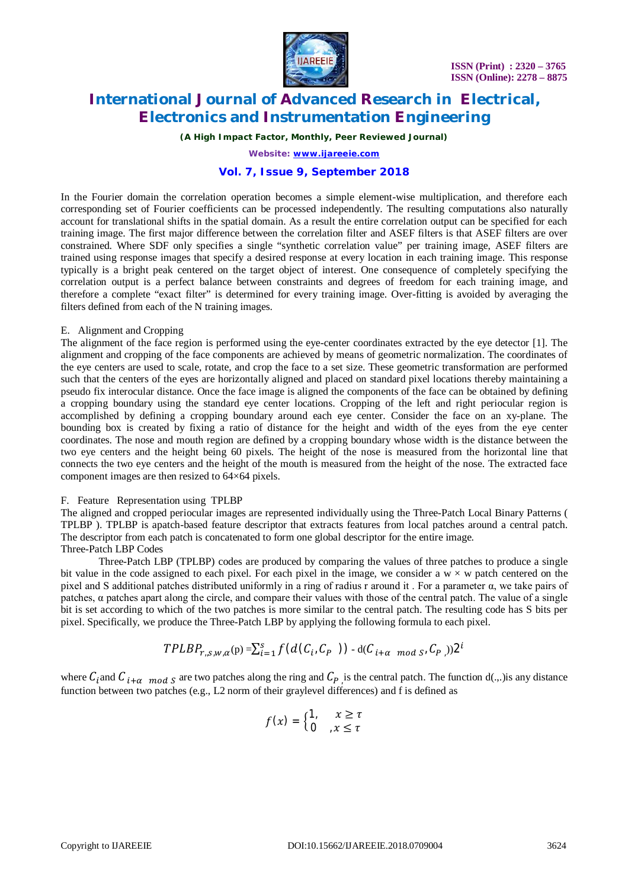In the Fourier domain the correlation operation becomes a simple element-wise multiplication, and therefore each corresponding set of Fourier coefficients can be processed independently. The resulting computations also naturally account for translational shifts in the spatial domain. As a result the entire correlation output can be specified for each training image. The first major difference between the correlation filter and ASEF filters is that ASEF filters are over constrained. Where SDF only specifies a single "synthetic correlation value" per training image, ASEF filters are trained using response images that specify a desired response at every location in each training image. This response typically is a bright peak centered on the target object of interest. One consequence of completely specifying the correlation output is a perfect balance between constraints and degrees of freedom for each training image, and therefore a complete "exact filter" is determined for every training image. Over-fitting is avoided by averaging the filters defined from each of the N training images.

### E. Alignment and Cropping

The alignment of the face region is performed using the eye-center coordinates extracted by the eye detector [1]. The alignment and cropping of the face components are achieved by means of geometric normalization. The coordinates of the eye centers are used to scale, rotate, and crop the face to a set size. These geometric transformation are performed such that the centers of the eyes are horizontally aligned and placed on standard pixel locations thereby maintaining a pseudo fix interocular distance. Once the face image is aligned the components of the face can be obtained by defining a cropping boundary using the standard eye center locations. Cropping of the left and right periocular region is accomplished by defining a cropping boundary around each eye center. Consider the face on an xy-plane. The bounding box is created by fixing a ratio of distance for the height and width of the eyes from the eye center coordinates. The nose and mouth region are defined by a cropping boundary whose width is the distance between the two eye centers and the height being 60 pixels. The height of the nose is measured from the horizontal line that connects the two eye centers and the height of the mouth is measured from the height of the nose. The extracted face component images are then resized to 64×64 pixels.

### F. Feature Representation using TPLBP

The aligned and cropped periocular images are represented individually using the Three-Patch Local Binary Patterns ( TPLBP ). TPLBP is apatch-based feature descriptor that extracts features from local patches around a central patch. The descriptor from each patch is concatenated to form one global descriptor for the entire image.

Three-Patch LBP Codes

Three-Patch LBP (TPLBP) codes are produced by comparing the values of three patches to produce a single bit value in the code assigned to each pixel. For each pixel in the image, we consider a w × w patch centered on the pixel and S additional patches distributed uniformly in a ring of radius r around it . For a parameter α, we take pairs of patches, α patches apart along the circle, and compare their values with those of the central patch. The value of a single bit is set according to which of the two patches is more similar to the central patch. The resulting code has S bits per pixel. Specifically, we produce the Three-Patch LBP by applying the following formula to each pixel.

$$TPLBP_{r,S,w,\alpha}(p) = \sum_{i=1}^{S} f\left(d(C_i, C_P) - d(C_{i+\alpha \ mod\ S}, C_P)\right) 2^i$$

where $C_i$ and $C_{i+\alpha \ mod\ S}$ are two patches along the ring and $C_P$ is the central patch. The function d(.,.)is any distance function between two patches (e.g., L2 norm of their graylevel differences) and f is defined as

$$f(x) = \begin{cases} 1, & x \geq \tau \\ 0 & ,x \leq \tau \end{cases}$$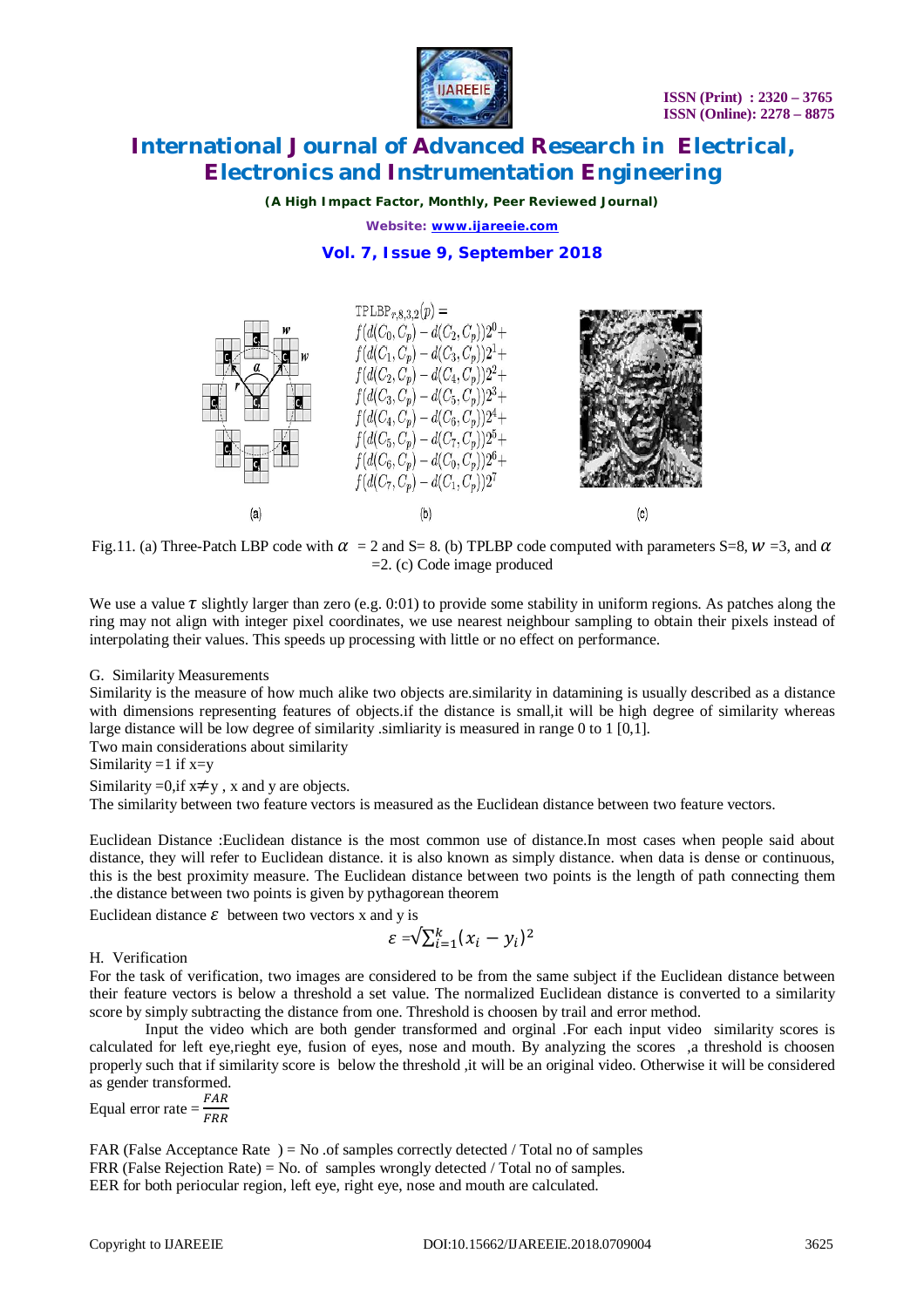$$\mathrm{TPLBP}_{r,8,3,2}(p) = f(d(C_0,C_p) - d(C_2,C_p))2^0 + f(d(C_1,C_p) - d(C_3,C_p))2^1 + f(d(C_2,C_p) - d(C_4,C_p))2^2 + f(d(C_3,C_p) - d(C_5,C_p))2^3 + f(d(C_4,C_p) - d(C_6,C_p))2^4 + f(d(C_5,C_p) - d(C_7,C_p))2^5 + f(d(C_6,C_p) - d(C_0,C_p))2^6 + f(d(C_7,C_p) - d(C_1,C_p))2^7$$

(a) (b) (c)

Fig.11. (a) Three-Patch LBP code with $\alpha$ = 2 and S= 8. (b) TPLBP code computed with parameters S=8, $w$ =3, and $\alpha$ =2. (c) Code image produced

We use a value $\tau$ slightly larger than zero (e.g. 0:01) to provide some stability in uniform regions. As patches along the ring may not align with integer pixel coordinates, we use nearest neighbour sampling to obtain their pixels instead of interpolating their values. This speeds up processing with little or no effect on performance.

G. Similarity Measurements

Similarity is the measure of how much alike two objects are.similarity in datamining is usually described as a distance with dimensions representing features of objects.if the distance is small,it will be high degree of similarity whereas large distance will be low degree of similarity .simliarity is measured in range 0 to 1 [0,1].

Two main considerations about similarity

Similarity =1 if x=y

Similarity =0,if x≠ y , x and y are objects.

The similarity between two feature vectors is measured as the Euclidean distance between two feature vectors.

Euclidean Distance :Euclidean distance is the most common use of distance.In most cases when people said about distance, they will refer to Euclidean distance. it is also known as simply distance. when data is dense or continuous, this is the best proximity measure. The Euclidean distance between two points is the length of path connecting them .the distance between two points is given by pythagorean theorem

Euclidean distance $\varepsilon$ between two vectors x and y is

$$\varepsilon = \sqrt{\sum_{i=1}^{k}(x_i - y_i)^2}$$

H. Verification

For the task of verification, two images are considered to be from the same subject if the Euclidean distance between their feature vectors is below a threshold a set value. The normalized Euclidean distance is converted to a similarity score by simply subtracting the distance from one. Threshold is choosen by trail and error method.

Input the video which are both gender transformed and orginal .For each input video similarity scores is calculated for left eye,rieght eye, fusion of eyes, nose and mouth. By analyzing the scores ,a threshold is choosen properly such that if similarity score is below the threshold ,it will be an original video. Otherwise it will be considered as gender transformed.

Equal error rate = $\frac{FAR}{FRR}$

FAR (False Acceptance Rate ) = No .of samples correctly detected / Total no of samples

FRR (False Rejection Rate) = No. of samples wrongly detected / Total no of samples.

EER for both periocular region, left eye, right eye, nose and mouth are calculated.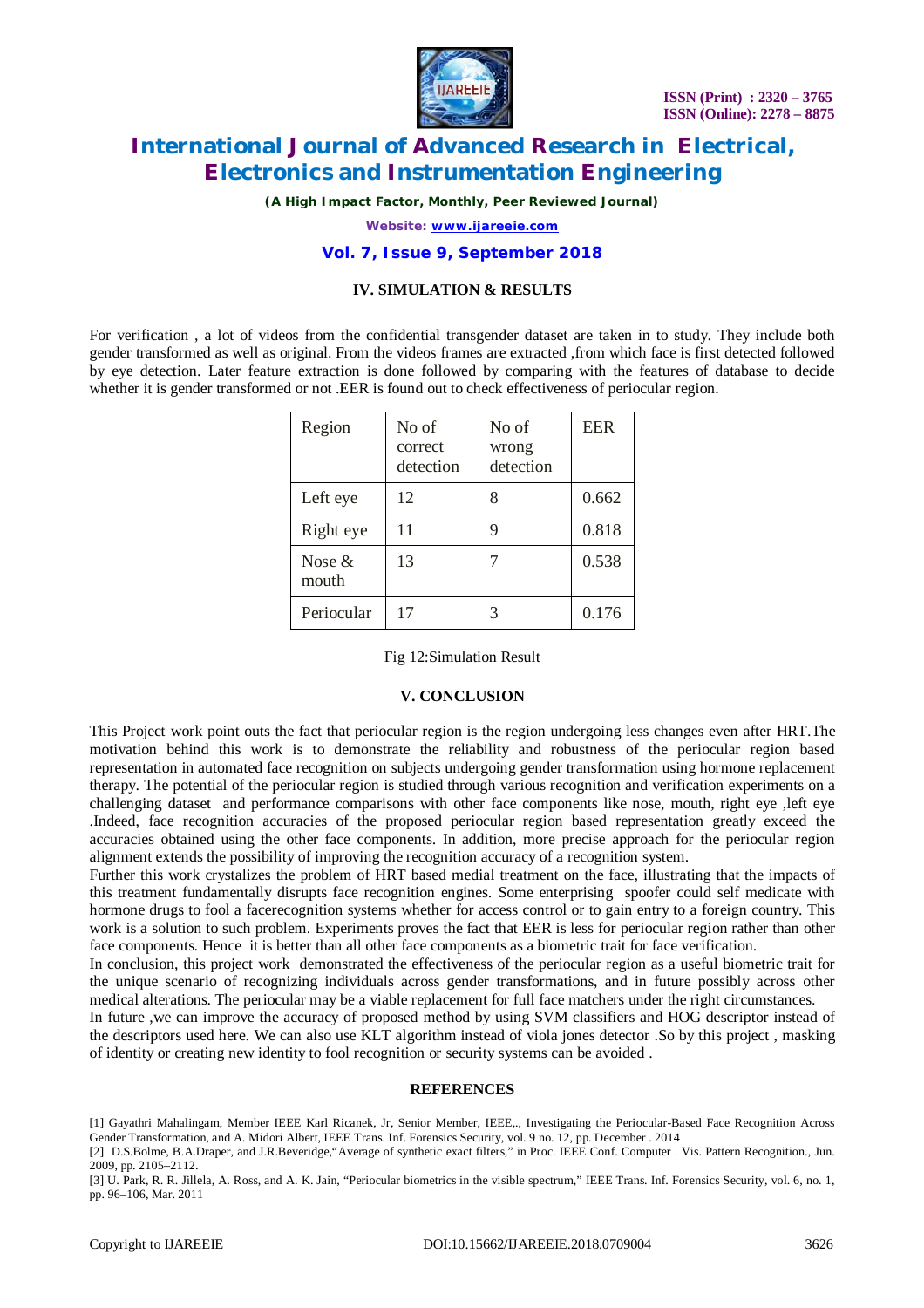## IV. SIMULATION & RESULTS

For verification , a lot of videos from the confidential transgender dataset are taken in to study. They include both gender transformed as well as original. From the videos frames are extracted ,from which face is first detected followed by eye detection. Later feature extraction is done followed by comparing with the features of database to decide whether it is gender transformed or not .EER is found out to check effectiveness of periocular region.

| Region | No of correct detection | No of wrong detection | EER |
|---|---|---|---|
| Left eye | 12 | 8 | 0.662 |
| Right eye | 11 | 9 | 0.818 |
| Nose & mouth | 13 | 7 | 0.538 |
| Periocular | 17 | 3 | 0.176 |

Fig 12:Simulation Result

## V. CONCLUSION

This Project work point outs the fact that periocular region is the region undergoing less changes even after HRT.The motivation behind this work is to demonstrate the reliability and robustness of the periocular region based representation in automated face recognition on subjects undergoing gender transformation using hormone replacement therapy. The potential of the periocular region is studied through various recognition and verification experiments on a challenging dataset and performance comparisons with other face components like nose, mouth, right eye ,left eye .Indeed, face recognition accuracies of the proposed periocular region based representation greatly exceed the accuracies obtained using the other face components. In addition, more precise approach for the periocular region alignment extends the possibility of improving the recognition accuracy of a recognition system.

Further this work crystalizes the problem of HRT based medial treatment on the face, illustrating that the impacts of this treatment fundamentally disrupts face recognition engines. Some enterprising spoofer could self medicate with hormone drugs to fool a facerecognition systems whether for access control or to gain entry to a foreign country. This work is a solution to such problem. Experiments proves the fact that EER is less for periocular region rather than other face components. Hence it is better than all other face components as a biometric trait for face verification.

In conclusion, this project work demonstrated the effectiveness of the periocular region as a useful biometric trait for the unique scenario of recognizing individuals across gender transformations, and in future possibly across other medical alterations. The periocular may be a viable replacement for full face matchers under the right circumstances.

In future ,we can improve the accuracy of proposed method by using SVM classifiers and HOG descriptor instead of the descriptors used here. We can also use KLT algorithm instead of viola jones detector .So by this project , masking of identity or creating new identity to fool recognition or security systems can be avoided .

## REFERENCES

[1] Gayathri Mahalingam, Member IEEE Karl Ricanek, Jr, Senior Member, IEEE,., Investigating the Periocular-Based Face Recognition Across Gender Transformation, and A. Midori Albert, IEEE Trans. Inf. Forensics Security, vol. 9 no. 12, pp. December . 2014

[2] D.S.Bolme, B.A.Draper, and J.R.Beveridge,"Average of synthetic exact filters," in Proc. IEEE Conf. Computer . Vis. Pattern Recognition., Jun. 2009, pp. 2105–2112.

[3] U. Park, R. R. Jillela, A. Ross, and A. K. Jain, "Periocular biometrics in the visible spectrum," IEEE Trans. Inf. Forensics Security, vol. 6, no. 1, pp. 96–106, Mar. 2011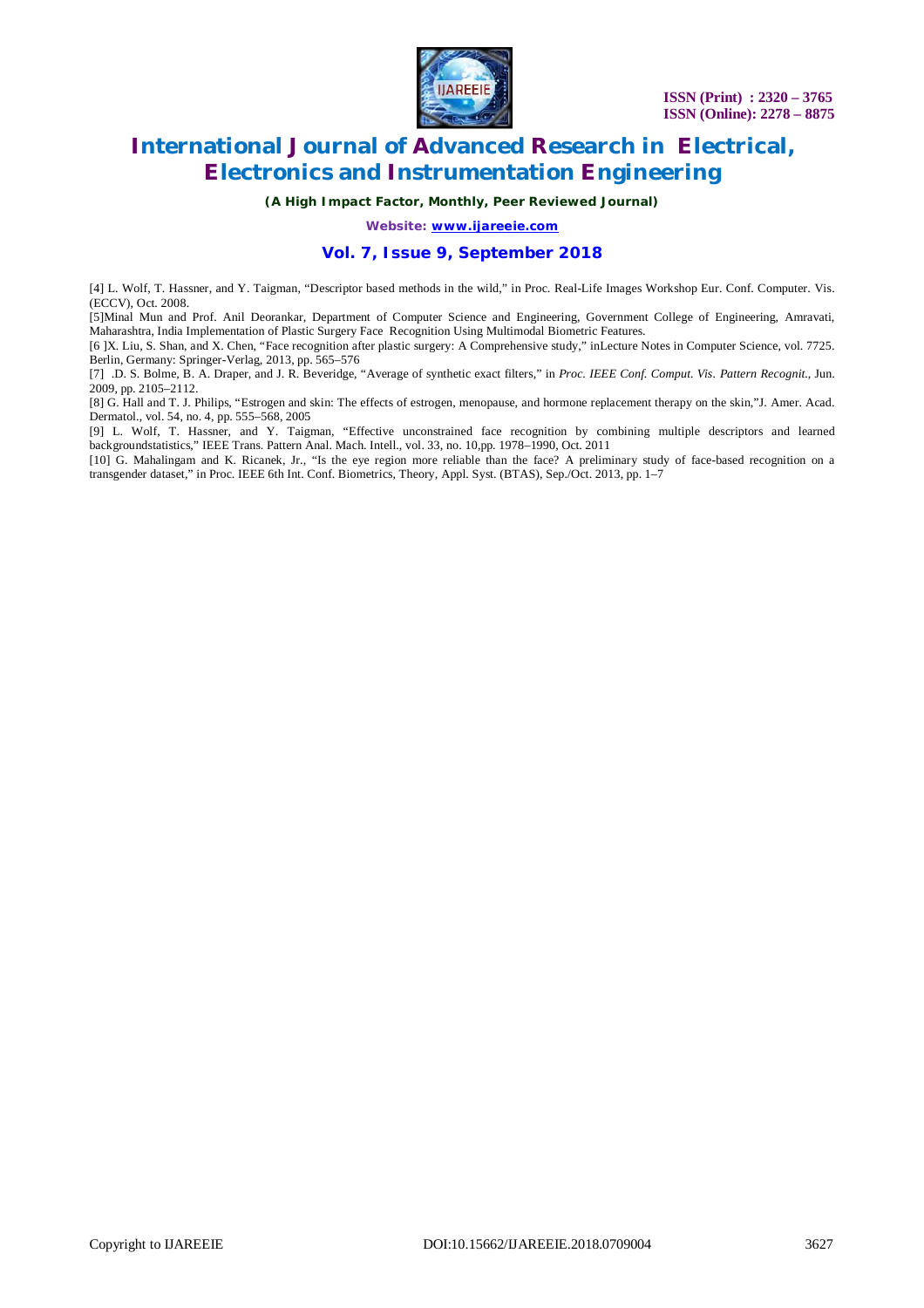[4] L. Wolf, T. Hassner, and Y. Taigman, "Descriptor based methods in the wild," in Proc. Real-Life Images Workshop Eur. Conf. Computer. Vis. (ECCV), Oct. 2008.

[5]Minal Mun and Prof. Anil Deorankar, Department of Computer Science and Engineering, Government College of Engineering, Amravati, Maharashtra, India Implementation of Plastic Surgery Face Recognition Using Multimodal Biometric Features.

[6 ]X. Liu, S. Shan, and X. Chen, "Face recognition after plastic surgery: A Comprehensive study," inLecture Notes in Computer Science, vol. 7725. Berlin, Germany: Springer-Verlag, 2013, pp. 565–576

[7] .D. S. Bolme, B. A. Draper, and J. R. Beveridge, "Average of synthetic exact filters," in *Proc. IEEE Conf. Comput. Vis. Pattern Recognit.*, Jun. 2009, pp. 2105–2112.

[8] G. Hall and T. J. Philips, "Estrogen and skin: The effects of estrogen, menopause, and hormone replacement therapy on the skin,"J. Amer. Acad. Dermatol., vol. 54, no. 4, pp. 555–568, 2005

[9] L. Wolf, T. Hassner, and Y. Taigman, "Effective unconstrained face recognition by combining multiple descriptors and learned backgroundstatistics," IEEE Trans. Pattern Anal. Mach. Intell., vol. 33, no. 10,pp. 1978–1990, Oct. 2011

[10] G. Mahalingam and K. Ricanek, Jr., "Is the eye region more reliable than the face? A preliminary study of face-based recognition on a transgender dataset," in Proc. IEEE 6th Int. Conf. Biometrics, Theory, Appl. Syst. (BTAS), Sep./Oct. 2013, pp. 1–7